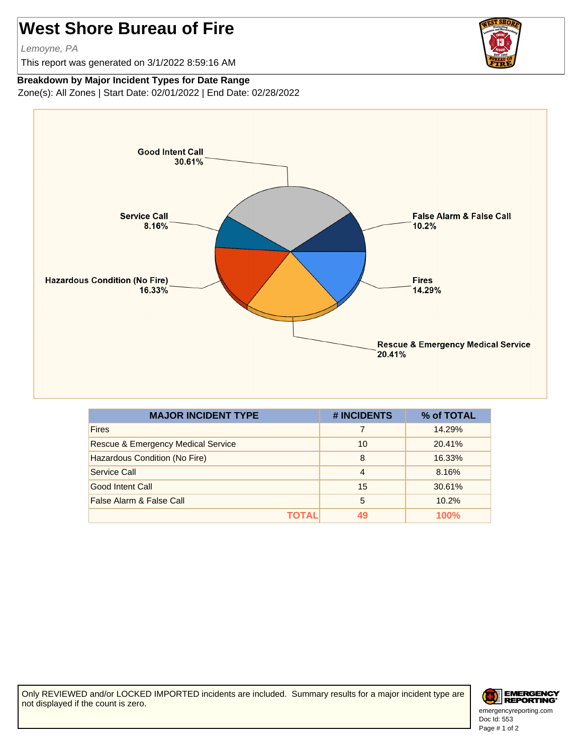# West Shore Bureau of Fire

*Lemoyne, PA*

This report was generated on 3/1/2022 8:59:16 AM

**Breakdown by Major Incident Types for Date Range**

Zone(s): All Zones | Start Date: 02/01/2022 | End Date: 02/28/2022

Good Intent Call 30.61%
Service Call 8.16%
False Alarm & False Call 10.2%
Hazardous Condition (No Fire) 16.33%
Fires 14.29%
Rescue & Emergency Medical Service 20.41%

| MAJOR INCIDENT TYPE | # INCIDENTS | % of TOTAL |
|---|---|---|
| Fires | 7 | 14.29% |
| Rescue & Emergency Medical Service | 10 | 20.41% |
| Hazardous Condition (No Fire) | 8 | 16.33% |
| Service Call | 4 | 8.16% |
| Good Intent Call | 15 | 30.61% |
| False Alarm & False Call | 5 | 10.2% |
| **TOTAL** | **49** | **100%** |

Only REVIEWED and/or LOCKED IMPORTED incidents are included. Summary results for a major incident type are not displayed if the count is zero.

emergencyreporting.com
Doc Id: 553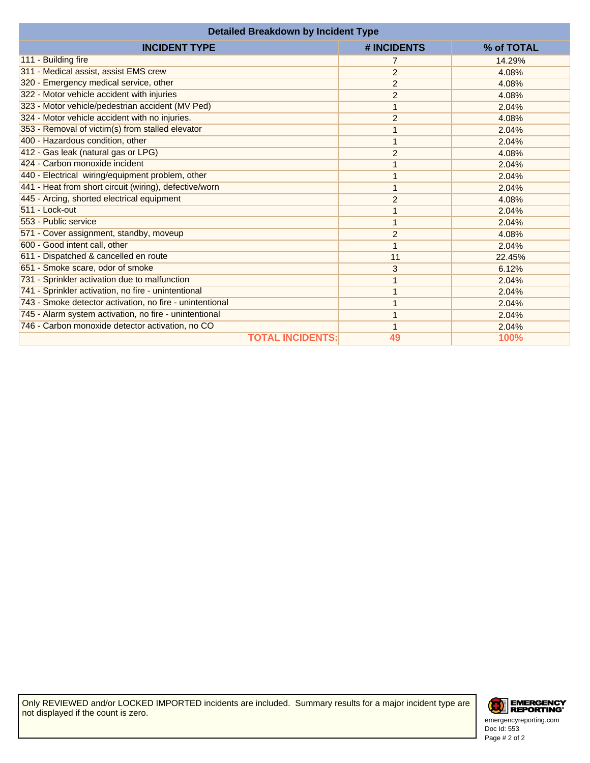## Detailed Breakdown by Incident Type

| INCIDENT TYPE | # INCIDENTS | % of TOTAL |
| --- | --- | --- |
| 111 - Building fire | 7 | 14.29% |
| 311 - Medical assist, assist EMS crew | 2 | 4.08% |
| 320 - Emergency medical service, other | 2 | 4.08% |
| 322 - Motor vehicle accident with injuries | 2 | 4.08% |
| 323 - Motor vehicle/pedestrian accident (MV Ped) | 1 | 2.04% |
| 324 - Motor vehicle accident with no injuries. | 2 | 4.08% |
| 353 - Removal of victim(s) from stalled elevator | 1 | 2.04% |
| 400 - Hazardous condition, other | 1 | 2.04% |
| 412 - Gas leak (natural gas or LPG) | 2 | 4.08% |
| 424 - Carbon monoxide incident | 1 | 2.04% |
| 440 - Electrical wiring/equipment problem, other | 1 | 2.04% |
| 441 - Heat from short circuit (wiring), defective/worn | 1 | 2.04% |
| 445 - Arcing, shorted electrical equipment | 2 | 4.08% |
| 511 - Lock-out | 1 | 2.04% |
| 553 - Public service | 1 | 2.04% |
| 571 - Cover assignment, standby, moveup | 2 | 4.08% |
| 600 - Good intent call, other | 1 | 2.04% |
| 611 - Dispatched & cancelled en route | 11 | 22.45% |
| 651 - Smoke scare, odor of smoke | 3 | 6.12% |
| 731 - Sprinkler activation due to malfunction | 1 | 2.04% |
| 741 - Sprinkler activation, no fire - unintentional | 1 | 2.04% |
| 743 - Smoke detector activation, no fire - unintentional | 1 | 2.04% |
| 745 - Alarm system activation, no fire - unintentional | 1 | 2.04% |
| 746 - Carbon monoxide detector activation, no CO | 1 | 2.04% |
| **TOTAL INCIDENTS:** | **49** | **100%** |

Only REVIEWED and/or LOCKED IMPORTED incidents are included. Summary results for a major incident type are not displayed if the count is zero.

EMERGENCY REPORTING
emergencyreporting.com
Doc Id: 553